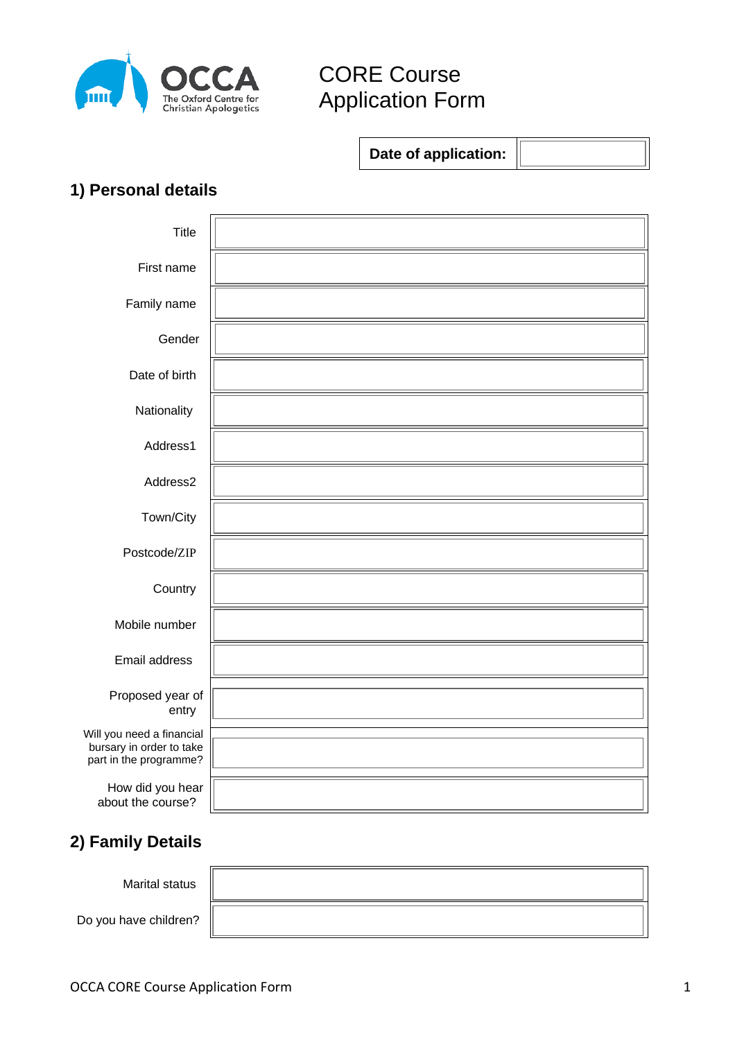OCCA
The Oxford Centre for Christian Apologetics

# CORE Course Application Form

| **Date of application:** | |
|---|---|

## 1) Personal details

| | |
|---|---|
| Title | |
| First name | |
| Family name | |
| Gender | |
| Date of birth | |
| Nationality | |
| Address1 | |
| Address2 | |
| Town/City | |
| Postcode/ZIP | |
| Country | |
| Mobile number | |
| Email address | |
| Proposed year of entry | |
| Will you need a financial bursary in order to take part in the programme? | |
| How did you hear about the course? | |

## 2) Family Details

| | |
|---|---|
| Marital status | |
| Do you have children? | |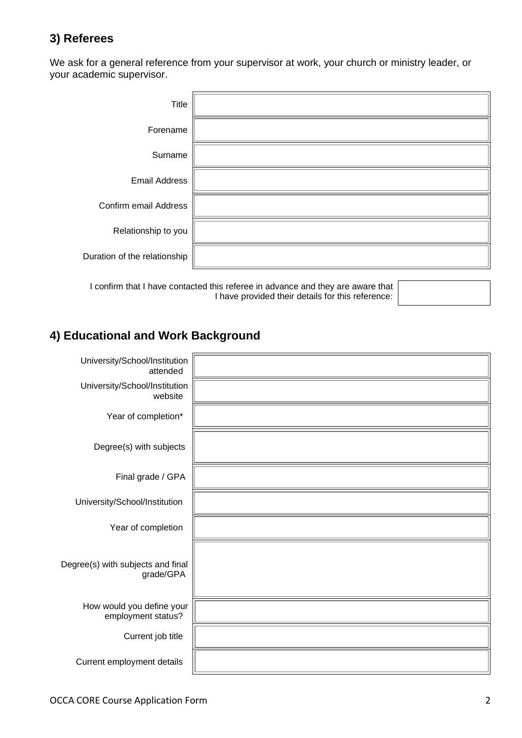## 3) Referees

We ask for a general reference from your supervisor at work, your church or ministry leader, or your academic supervisor.

| | |
|---|---|
| Title | |
| Forename | |
| Surname | |
| Email Address | |
| Confirm email Address | |
| Relationship to you | |
| Duration of the relationship | |

| | |
|---|---|
| I confirm that I have contacted this referee in advance and they are aware that I have provided their details for this reference: | |

## 4) Educational and Work Background

| | |
|---|---|
| University/School/Institution attended | |
| University/School/Institution website | |
| Year of completion* | |
| Degree(s) with subjects | |
| Final grade / GPA | |
| University/School/Institution | |
| Year of completion | |
| Degree(s) with subjects and final grade/GPA | |
| How would you define your employment status? | |
| Current job title | |
| Current employment details | |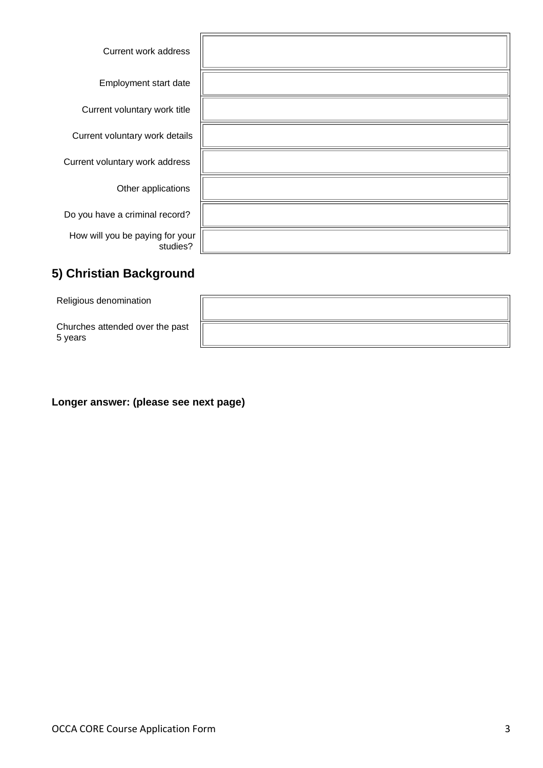| | |
|---|---|
| Current work address | |
| Employment start date | |
| Current voluntary work title | |
| Current voluntary work details | |
| Current voluntary work address | |
| Other applications | |
| Do you have a criminal record? | |
| How will you be paying for your studies? | |

## 5) Christian Background

| | |
|---|---|
| Religious denomination | |
| Churches attended over the past 5 years | |

**Longer answer: (please see next page)**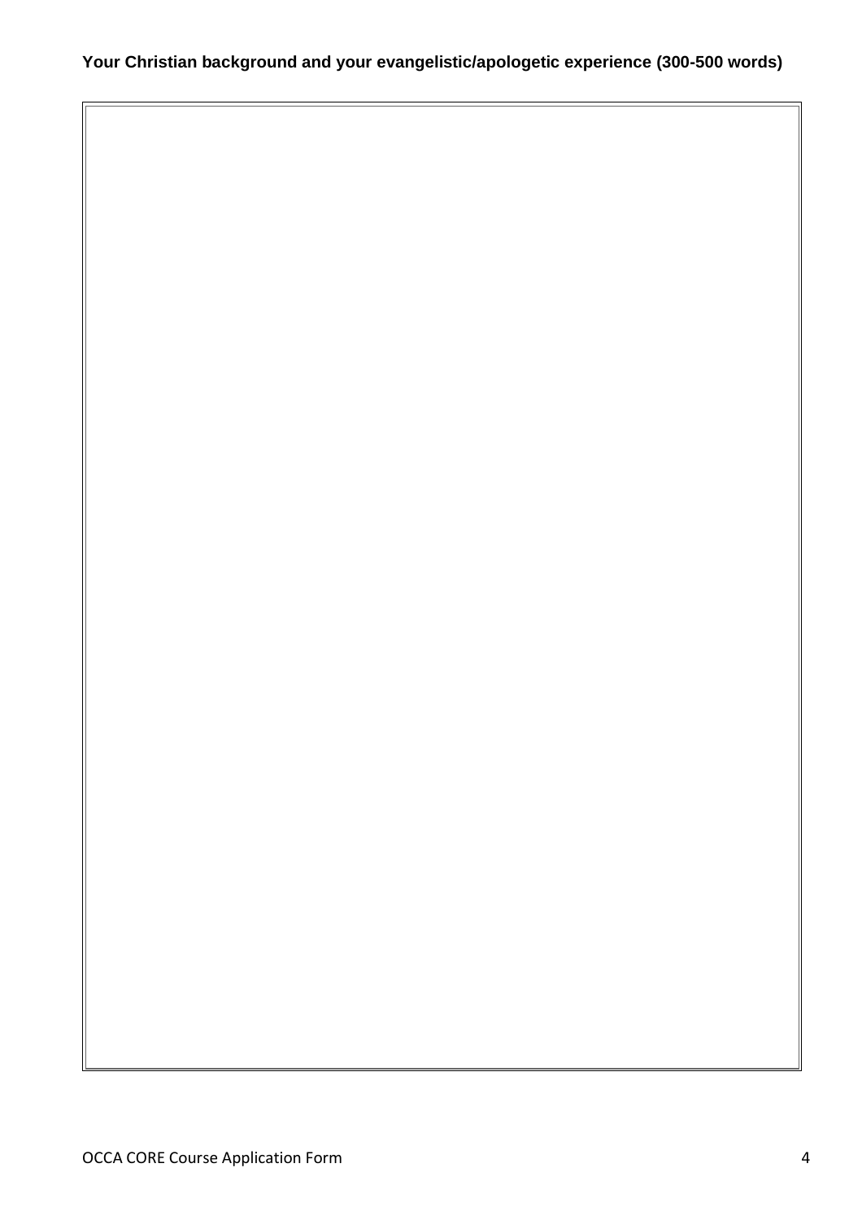**Your Christian background and your evangelistic/apologetic experience (300-500 words)**

| |
|---|
| |